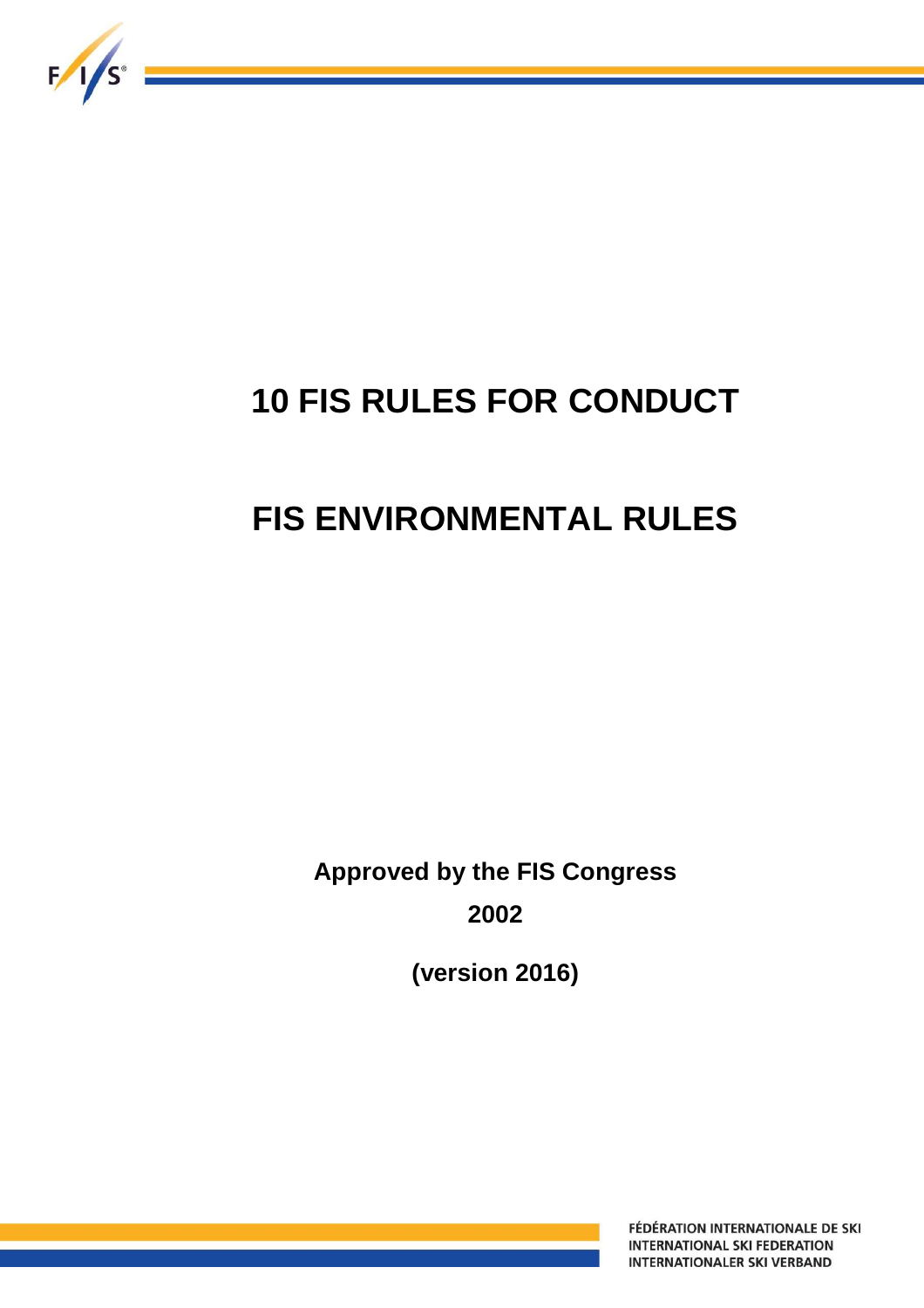# 10 FIS RULES FOR CONDUCT

# FIS ENVIRONMENTAL RULES

**Approved by the FIS Congress**

**2002**

**(version 2016)**

FÉDÉRATION INTERNATIONALE DE SKI
INTERNATIONAL SKI FEDERATION
INTERNATIONALER SKI VERBAND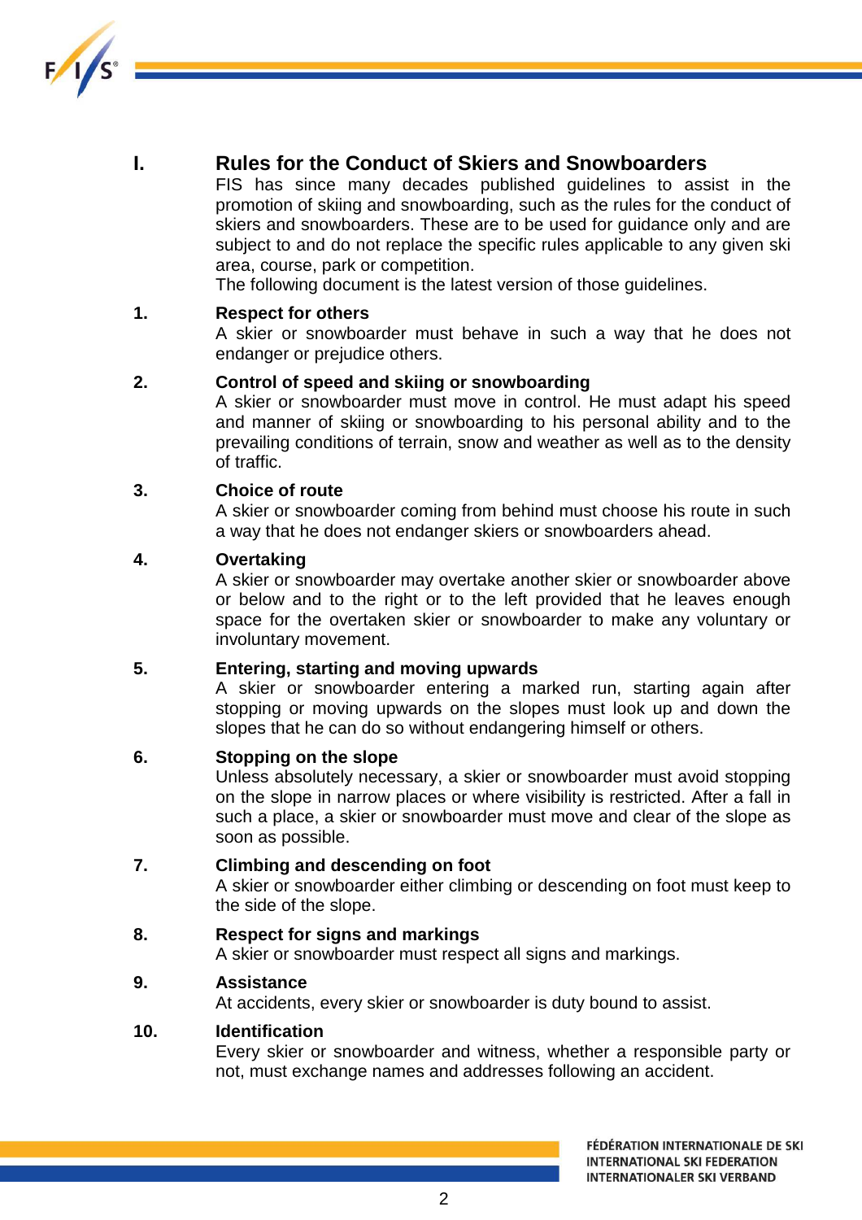## I. Rules for the Conduct of Skiers and Snowboarders

FIS has since many decades published guidelines to assist in the promotion of skiing and snowboarding, such as the rules for the conduct of skiers and snowboarders. These are to be used for guidance only and are subject to and do not replace the specific rules applicable to any given ski area, course, park or competition.

The following document is the latest version of those guidelines.

### 1. Respect for others

A skier or snowboarder must behave in such a way that he does not endanger or prejudice others.

### 2. Control of speed and skiing or snowboarding

A skier or snowboarder must move in control. He must adapt his speed and manner of skiing or snowboarding to his personal ability and to the prevailing conditions of terrain, snow and weather as well as to the density of traffic.

### 3. Choice of route

A skier or snowboarder coming from behind must choose his route in such a way that he does not endanger skiers or snowboarders ahead.

### 4. Overtaking

A skier or snowboarder may overtake another skier or snowboarder above or below and to the right or to the left provided that he leaves enough space for the overtaken skier or snowboarder to make any voluntary or involuntary movement.

### 5. Entering, starting and moving upwards

A skier or snowboarder entering a marked run, starting again after stopping or moving upwards on the slopes must look up and down the slopes that he can do so without endangering himself or others.

### 6. Stopping on the slope

Unless absolutely necessary, a skier or snowboarder must avoid stopping on the slope in narrow places or where visibility is restricted. After a fall in such a place, a skier or snowboarder must move and clear of the slope as soon as possible.

### 7. Climbing and descending on foot

A skier or snowboarder either climbing or descending on foot must keep to the side of the slope.

### 8. Respect for signs and markings

A skier or snowboarder must respect all signs and markings.

### 9. Assistance

At accidents, every skier or snowboarder is duty bound to assist.

### 10. Identification

Every skier or snowboarder and witness, whether a responsible party or not, must exchange names and addresses following an accident.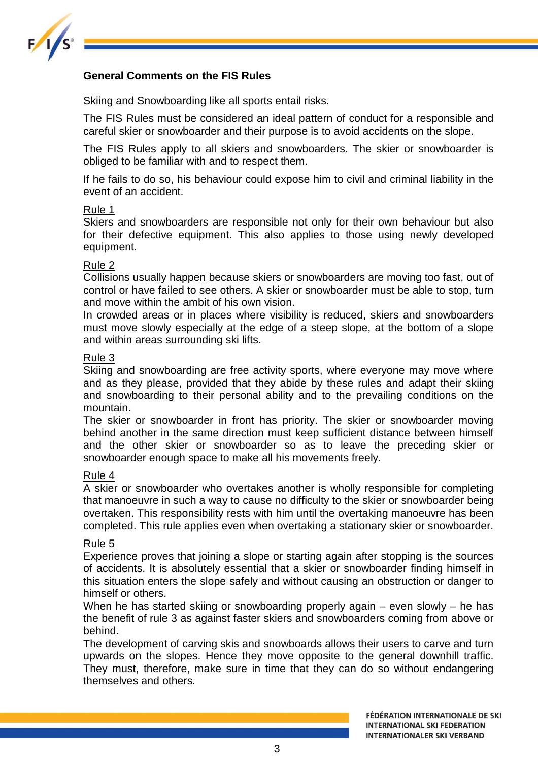## General Comments on the FIS Rules

Skiing and Snowboarding like all sports entail risks.

The FIS Rules must be considered an ideal pattern of conduct for a responsible and careful skier or snowboarder and their purpose is to avoid accidents on the slope.

The FIS Rules apply to all skiers and snowboarders. The skier or snowboarder is obliged to be familiar with and to respect them.

If he fails to do so, his behaviour could expose him to civil and criminal liability in the event of an accident.

### Rule 1

Skiers and snowboarders are responsible not only for their own behaviour but also for their defective equipment. This also applies to those using newly developed equipment.

### Rule 2

Collisions usually happen because skiers or snowboarders are moving too fast, out of control or have failed to see others. A skier or snowboarder must be able to stop, turn and move within the ambit of his own vision.
In crowded areas or in places where visibility is reduced, skiers and snowboarders must move slowly especially at the edge of a steep slope, at the bottom of a slope and within areas surrounding ski lifts.

### Rule 3

Skiing and snowboarding are free activity sports, where everyone may move where and as they please, provided that they abide by these rules and adapt their skiing and snowboarding to their personal ability and to the prevailing conditions on the mountain.
The skier or snowboarder in front has priority. The skier or snowboarder moving behind another in the same direction must keep sufficient distance between himself and the other skier or snowboarder so as to leave the preceding skier or snowboarder enough space to make all his movements freely.

### Rule 4

A skier or snowboarder who overtakes another is wholly responsible for completing that manoeuvre in such a way to cause no difficulty to the skier or snowboarder being overtaken. This responsibility rests with him until the overtaking manoeuvre has been completed. This rule applies even when overtaking a stationary skier or snowboarder.

### Rule 5

Experience proves that joining a slope or starting again after stopping is the sources of accidents. It is absolutely essential that a skier or snowboarder finding himself in this situation enters the slope safely and without causing an obstruction or danger to himself or others.
When he has started skiing or snowboarding properly again – even slowly – he has the benefit of rule 3 as against faster skiers and snowboarders coming from above or behind.
The development of carving skis and snowboards allows their users to carve and turn upwards on the slopes. Hence they move opposite to the general downhill traffic. They must, therefore, make sure in time that they can do so without endangering themselves and others.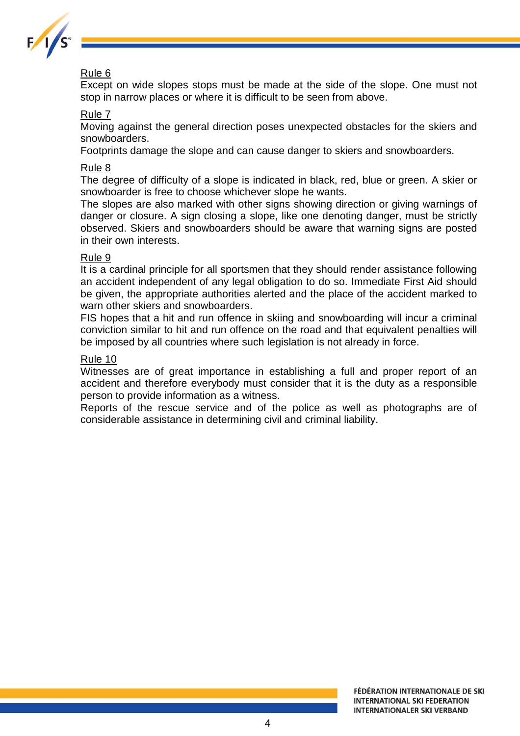Rule 6

Except on wide slopes stops must be made at the side of the slope. One must not stop in narrow places or where it is difficult to be seen from above.

Rule 7

Moving against the general direction poses unexpected obstacles for the skiers and snowboarders.

Footprints damage the slope and can cause danger to skiers and snowboarders.

Rule 8

The degree of difficulty of a slope is indicated in black, red, blue or green. A skier or snowboarder is free to choose whichever slope he wants.

The slopes are also marked with other signs showing direction or giving warnings of danger or closure. A sign closing a slope, like one denoting danger, must be strictly observed. Skiers and snowboarders should be aware that warning signs are posted in their own interests.

Rule 9

It is a cardinal principle for all sportsmen that they should render assistance following an accident independent of any legal obligation to do so. Immediate First Aid should be given, the appropriate authorities alerted and the place of the accident marked to warn other skiers and snowboarders.

FIS hopes that a hit and run offence in skiing and snowboarding will incur a criminal conviction similar to hit and run offence on the road and that equivalent penalties will be imposed by all countries where such legislation is not already in force.

Rule 10

Witnesses are of great importance in establishing a full and proper report of an accident and therefore everybody must consider that it is the duty as a responsible person to provide information as a witness.

Reports of the rescue service and of the police as well as photographs are of considerable assistance in determining civil and criminal liability.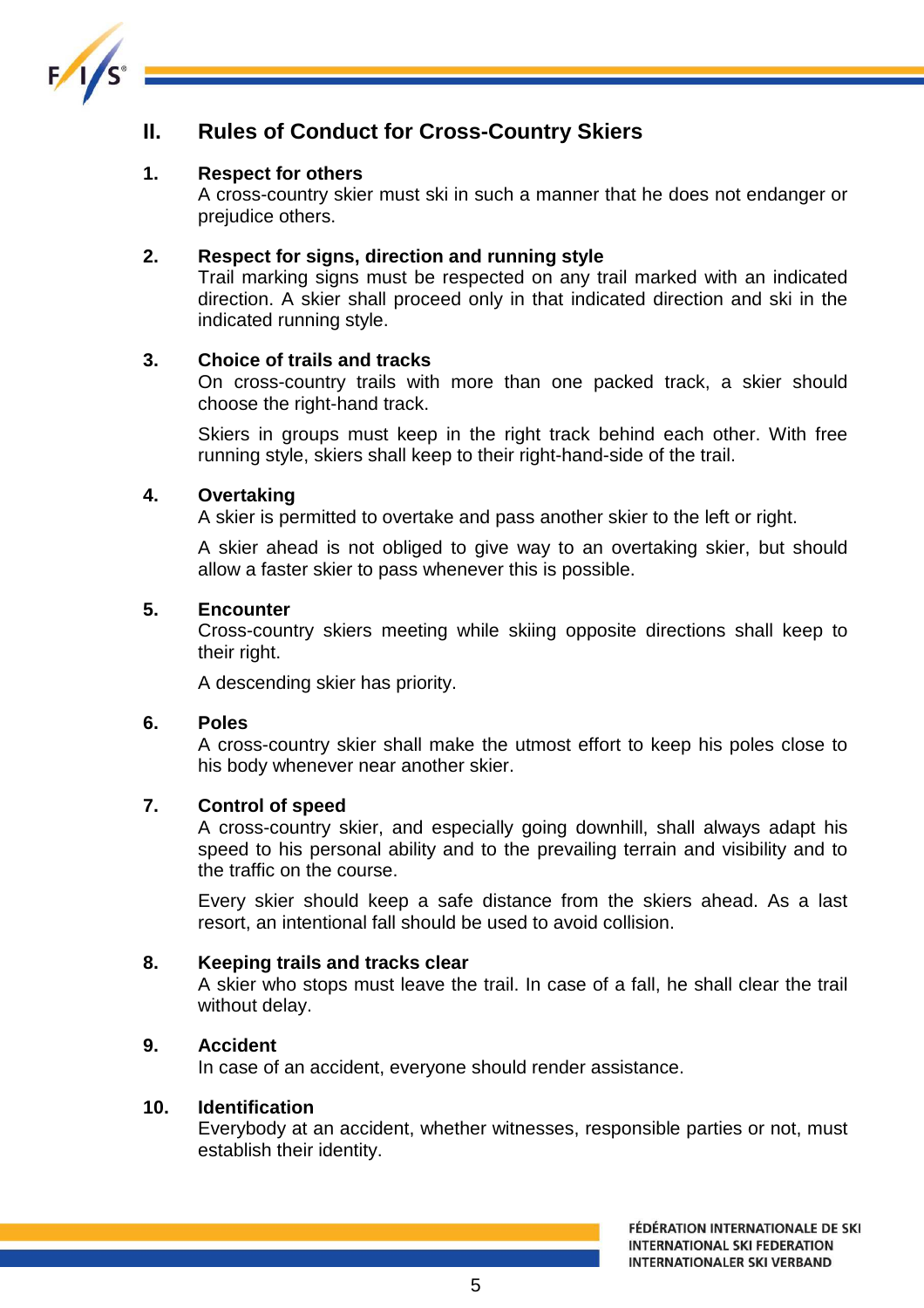## II. Rules of Conduct for Cross-Country Skiers

### 1. Respect for others

A cross-country skier must ski in such a manner that he does not endanger or prejudice others.

### 2. Respect for signs, direction and running style

Trail marking signs must be respected on any trail marked with an indicated direction. A skier shall proceed only in that indicated direction and ski in the indicated running style.

### 3. Choice of trails and tracks

On cross-country trails with more than one packed track, a skier should choose the right-hand track.

Skiers in groups must keep in the right track behind each other. With free running style, skiers shall keep to their right-hand-side of the trail.

### 4. Overtaking

A skier is permitted to overtake and pass another skier to the left or right.

A skier ahead is not obliged to give way to an overtaking skier, but should allow a faster skier to pass whenever this is possible.

### 5. Encounter

Cross-country skiers meeting while skiing opposite directions shall keep to their right.

A descending skier has priority.

### 6. Poles

A cross-country skier shall make the utmost effort to keep his poles close to his body whenever near another skier.

### 7. Control of speed

A cross-country skier, and especially going downhill, shall always adapt his speed to his personal ability and to the prevailing terrain and visibility and to the traffic on the course.

Every skier should keep a safe distance from the skiers ahead. As a last resort, an intentional fall should be used to avoid collision.

### 8. Keeping trails and tracks clear

A skier who stops must leave the trail. In case of a fall, he shall clear the trail without delay.

### 9. Accident

In case of an accident, everyone should render assistance.

### 10. Identification

Everybody at an accident, whether witnesses, responsible parties or not, must establish their identity.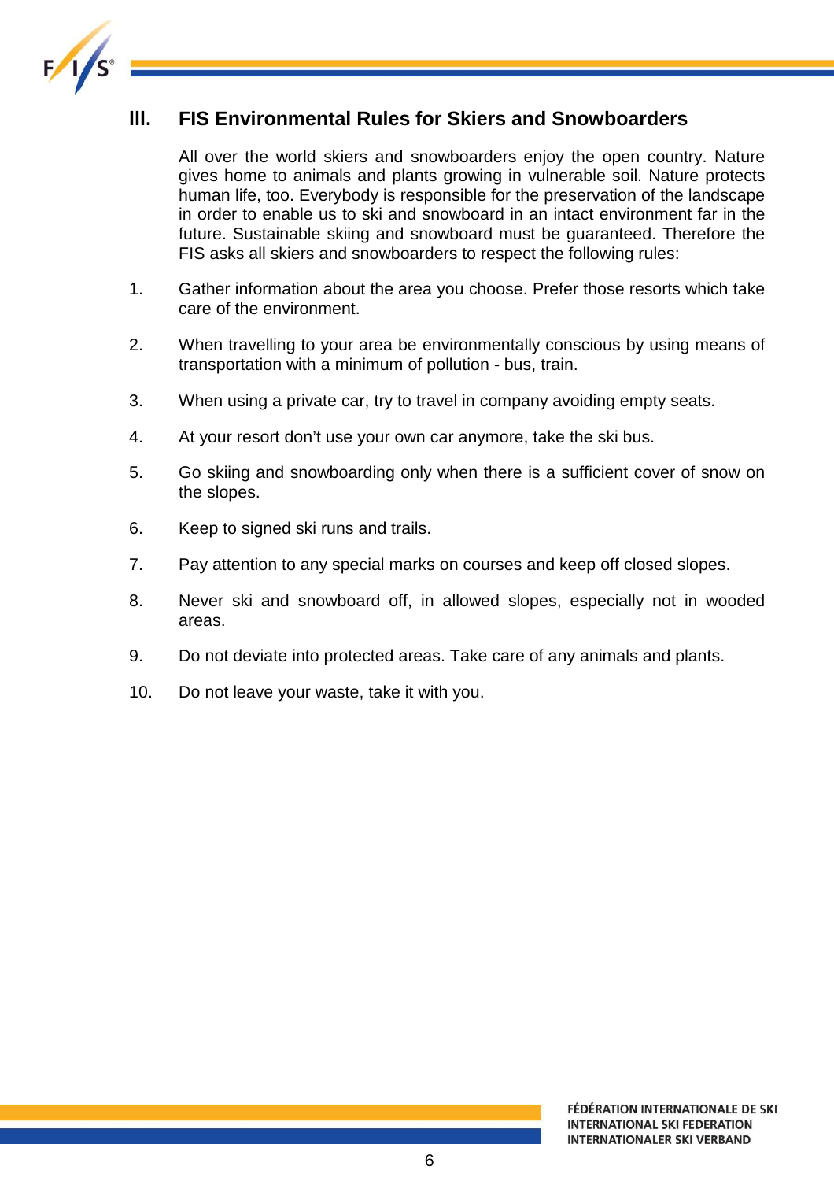## III. FIS Environmental Rules for Skiers and Snowboarders

All over the world skiers and snowboarders enjoy the open country. Nature gives home to animals and plants growing in vulnerable soil. Nature protects human life, too. Everybody is responsible for the preservation of the landscape in order to enable us to ski and snowboard in an intact environment far in the future. Sustainable skiing and snowboard must be guaranteed. Therefore the FIS asks all skiers and snowboarders to respect the following rules:

1. Gather information about the area you choose. Prefer those resorts which take care of the environment.
2. When travelling to your area be environmentally conscious by using means of transportation with a minimum of pollution - bus, train.
3. When using a private car, try to travel in company avoiding empty seats.
4. At your resort don't use your own car anymore, take the ski bus.
5. Go skiing and snowboarding only when there is a sufficient cover of snow on the slopes.
6. Keep to signed ski runs and trails.
7. Pay attention to any special marks on courses and keep off closed slopes.
8. Never ski and snowboard off, in allowed slopes, especially not in wooded areas.
9. Do not deviate into protected areas. Take care of any animals and plants.
10. Do not leave your waste, take it with you.